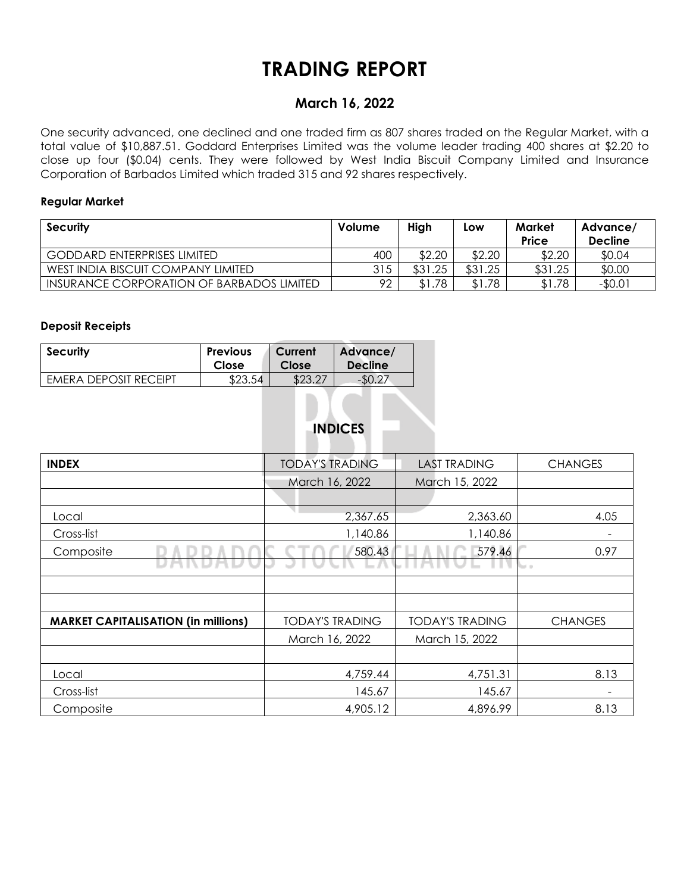# TRADING REPORT

## March 16, 2022

One security advanced, one declined and one traded firm as 807 shares traded on the Regular Market, with a total value of $10,887.51. Goddard Enterprises Limited was the volume leader trading 400 shares at $2.20 to close up four ($0.04) cents. They were followed by West India Biscuit Company Limited and Insurance Corporation of Barbados Limited which traded 315 and 92 shares respectively.

### Regular Market

| Security | Volume | High | Low | Market Price | Advance/ Decline |
|---|---|---|---|---|---|
| GODDARD ENTERPRISES LIMITED | 400 | $2.20 | $2.20 | $2.20 | $0.04 |
| WEST INDIA BISCUIT COMPANY LIMITED | 315 | $31.25 | $31.25 | $31.25 | $0.00 |
| INSURANCE CORPORATION OF BARBADOS LIMITED | 92 | $1.78 | $1.78 | $1.78 | -$0.01 |

### Deposit Receipts

| Security | Previous Close | Current Close | Advance/ Decline |
|---|---|---|---|
| EMERA DEPOSIT RECEIPT | $23.54 | $23.27 | -$0.27 |

## INDICES

| INDEX | TODAY'S TRADING | LAST TRADING | CHANGES |
|---|---|---|---|
| | March 16, 2022 | March 15, 2022 | |
| Local | 2,367.65 | 2,363.60 | 4.05 |
| Cross-list | 1,140.86 | 1,140.86 | - |
| Composite | 580.43 | 579.46 | 0.97 |

| MARKET CAPITALISATION (in millions) | TODAY'S TRADING | TODAY'S TRADING | CHANGES |
|---|---|---|---|
| | March 16, 2022 | March 15, 2022 | |
| Local | 4,759.44 | 4,751.31 | 8.13 |
| Cross-list | 145.67 | 145.67 | - |
| Composite | 4,905.12 | 4,896.99 | 8.13 |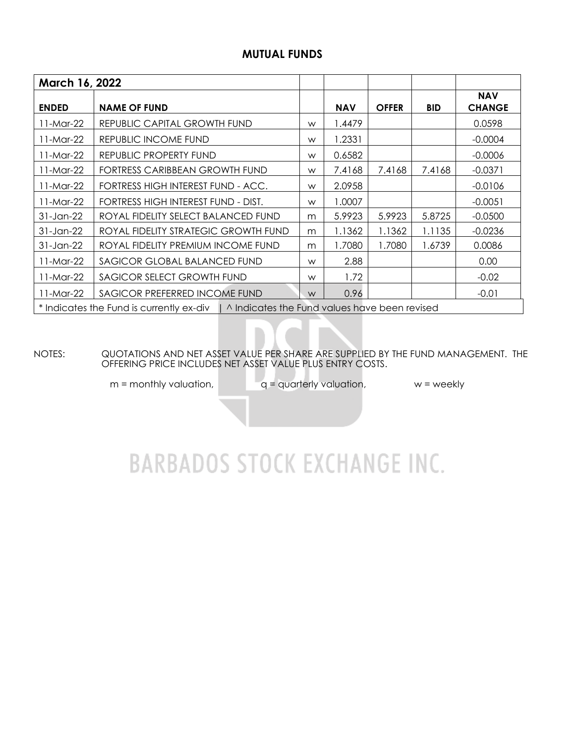## MUTUAL FUNDS

| March 16, 2022 | | | | | | |
|---|---|---|---|---|---|---|
| **ENDED** | **NAME OF FUND** | | **NAV** | **OFFER** | **BID** | **NAV CHANGE** |
| 11-Mar-22 | REPUBLIC CAPITAL GROWTH FUND | w | 1.4479 | | | 0.0598 |
| 11-Mar-22 | REPUBLIC INCOME FUND | w | 1.2331 | | | -0.0004 |
| 11-Mar-22 | REPUBLIC PROPERTY FUND | w | 0.6582 | | | -0.0006 |
| 11-Mar-22 | FORTRESS CARIBBEAN GROWTH FUND | w | 7.4168 | 7.4168 | 7.4168 | -0.0371 |
| 11-Mar-22 | FORTRESS HIGH INTEREST FUND - ACC. | w | 2.0958 | | | -0.0106 |
| 11-Mar-22 | FORTRESS HIGH INTEREST FUND - DIST. | w | 1.0007 | | | -0.0051 |
| 31-Jan-22 | ROYAL FIDELITY SELECT BALANCED FUND | m | 5.9923 | 5.9923 | 5.8725 | -0.0500 |
| 31-Jan-22 | ROYAL FIDELITY STRATEGIC GROWTH FUND | m | 1.1362 | 1.1362 | 1.1135 | -0.0236 |
| 31-Jan-22 | ROYAL FIDELITY PREMIUM INCOME FUND | m | 1.7080 | 1.7080 | 1.6739 | 0.0086 |
| 11-Mar-22 | SAGICOR GLOBAL BALANCED FUND | w | 2.88 | | | 0.00 |
| 11-Mar-22 | SAGICOR SELECT GROWTH FUND | w | 1.72 | | | -0.02 |
| 11-Mar-22 | SAGICOR PREFERRED INCOME FUND | w | 0.96 | | | -0.01 |

* Indicates the Fund is currently ex-div | ^ Indicates the Fund values have been revised

NOTES: QUOTATIONS AND NET ASSET VALUE PER SHARE ARE SUPPLIED BY THE FUND MANAGEMENT. THE OFFERING PRICE INCLUDES NET ASSET VALUE PLUS ENTRY COSTS.

m = monthly valuation, q = quarterly valuation, w = weekly

BARBADOS STOCK EXCHANGE INC.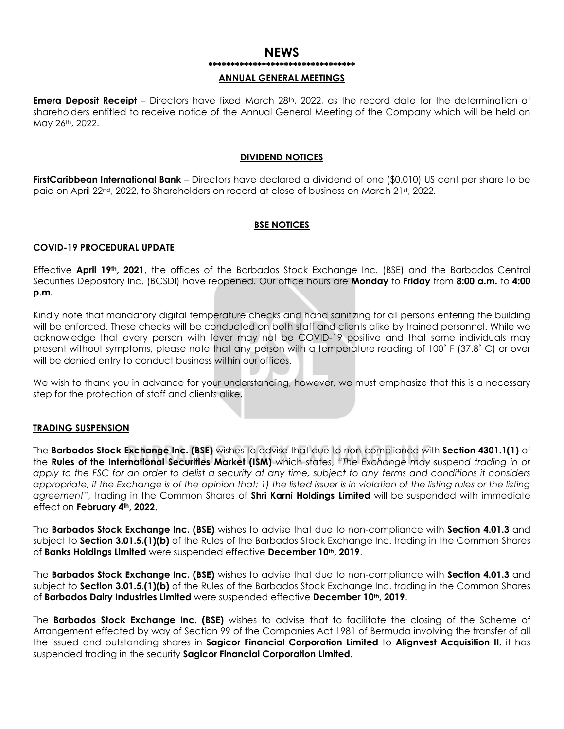# NEWS

**********************************

## ANNUAL GENERAL MEETINGS

**Emera Deposit Receipt** – Directors have fixed March 28th, 2022, as the record date for the determination of shareholders entitled to receive notice of the Annual General Meeting of the Company which will be held on May 26th, 2022.

## DIVIDEND NOTICES

**FirstCaribbean International Bank** – Directors have declared a dividend of one ($0.010) US cent per share to be paid on April 22nd, 2022, to Shareholders on record at close of business on March 21st, 2022.

## BSE NOTICES

### COVID-19 PROCEDURAL UPDATE

Effective **April 19th, 2021**, the offices of the Barbados Stock Exchange Inc. (BSE) and the Barbados Central Securities Depository Inc. (BCSDI) have reopened. Our office hours are **Monday** to **Friday** from **8:00 a.m.** to **4:00 p.m.**

Kindly note that mandatory digital temperature checks and hand sanitizing for all persons entering the building will be enforced. These checks will be conducted on both staff and clients alike by trained personnel. While we acknowledge that every person with fever may not be COVID-19 positive and that some individuals may present without symptoms, please note that any person with a temperature reading of 100˚ F (37.8˚ C) or over will be denied entry to conduct business within our offices.

We wish to thank you in advance for your understanding, however, we must emphasize that this is a necessary step for the protection of staff and clients alike.

### TRADING SUSPENSION

The **Barbados Stock Exchange Inc. (BSE)** wishes to advise that due to non-compliance with **Section 4301.1(1)** of the **Rules of the International Securities Market (ISM)** which states, *"The Exchange may suspend trading in or apply to the FSC for an order to delist a security at any time, subject to any terms and conditions it considers appropriate, if the Exchange is of the opinion that: 1) the listed issuer is in violation of the listing rules or the listing agreement"*, trading in the Common Shares of **Shri Karni Holdings Limited** will be suspended with immediate effect on **February 4th, 2022**.

The **Barbados Stock Exchange Inc. (BSE)** wishes to advise that due to non-compliance with **Section 4.01.3** and subject to **Section 3.01.5.(1)(b)** of the Rules of the Barbados Stock Exchange Inc. trading in the Common Shares of **Banks Holdings Limited** were suspended effective **December 10th, 2019**.

The **Barbados Stock Exchange Inc. (BSE)** wishes to advise that due to non-compliance with **Section 4.01.3** and subject to **Section 3.01.5.(1)(b)** of the Rules of the Barbados Stock Exchange Inc. trading in the Common Shares of **Barbados Dairy Industries Limited** were suspended effective **December 10th, 2019**.

The **Barbados Stock Exchange Inc. (BSE)** wishes to advise that to facilitate the closing of the Scheme of Arrangement effected by way of Section 99 of the Companies Act 1981 of Bermuda involving the transfer of all the issued and outstanding shares in **Sagicor Financial Corporation Limited** to **Alignvest Acquisition II**, it has suspended trading in the security **Sagicor Financial Corporation Limited**.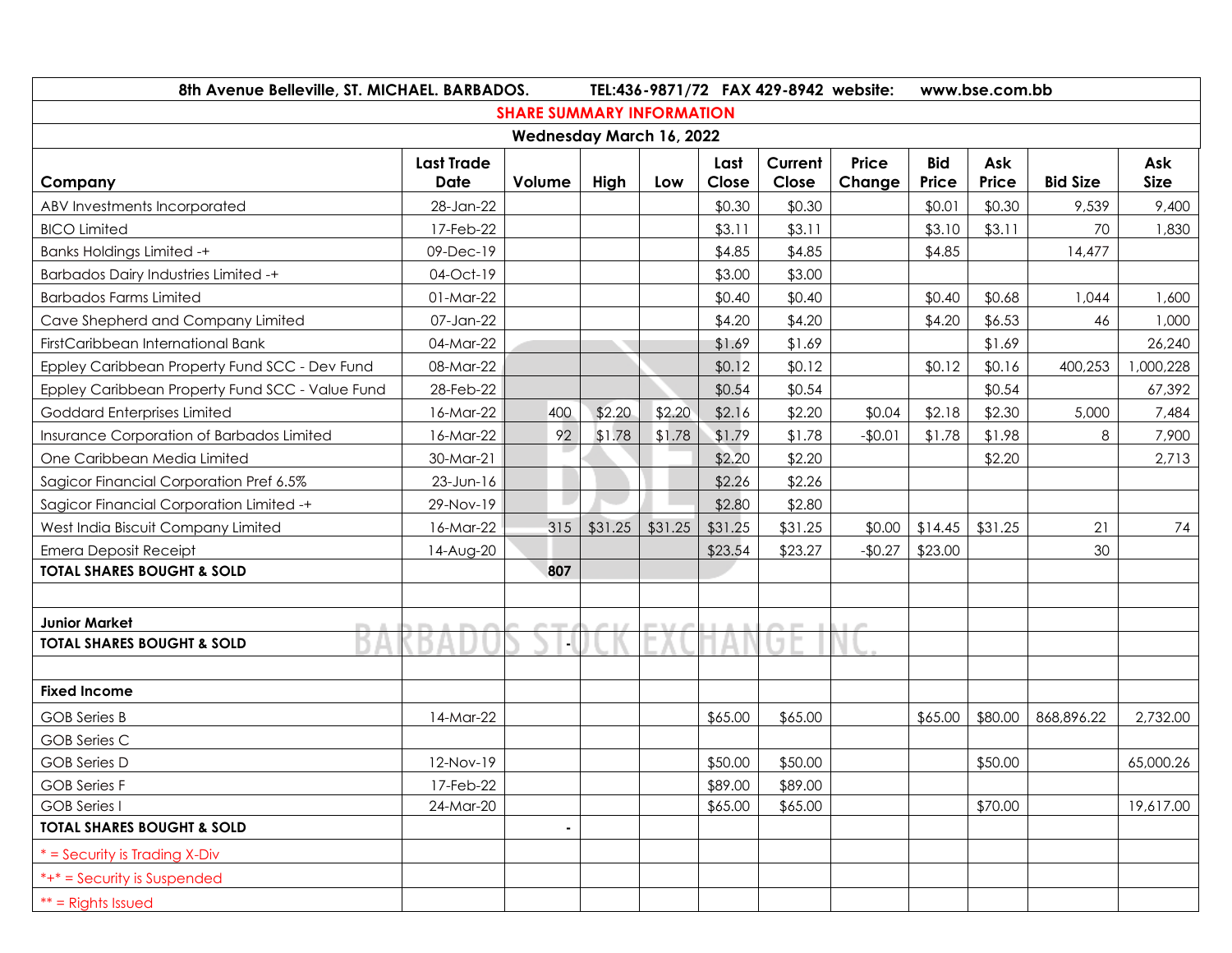8th Avenue Belleville, ST. MICHAEL. BARBADOS. TEL:436-9871/72 FAX 429-8942 website: www.bse.com.bb

## SHARE SUMMARY INFORMATION

### Wednesday March 16, 2022

| Company | Last Trade Date | Volume | High | Low | Last Close | Current Close | Price Change | Bid Price | Ask Price | Bid Size | Ask Size |
|---|---|---|---|---|---|---|---|---|---|---|---|
| ABV Investments Incorporated | 28-Jan-22 | | | | $0.30 | $0.30 | | $0.01 | $0.30 | 9,539 | 9,400 |
| BICO Limited | 17-Feb-22 | | | | $3.11 | $3.11 | | $3.10 | $3.11 | 70 | 1,830 |
| Banks Holdings Limited -+ | 09-Dec-19 | | | | $4.85 | $4.85 | | $4.85 | | 14,477 | |
| Barbados Dairy Industries Limited -+ | 04-Oct-19 | | | | $3.00 | $3.00 | | | | | |
| Barbados Farms Limited | 01-Mar-22 | | | | $0.40 | $0.40 | | $0.40 | $0.68 | 1,044 | 1,600 |
| Cave Shepherd and Company Limited | 07-Jan-22 | | | | $4.20 | $4.20 | | $4.20 | $6.53 | 46 | 1,000 |
| FirstCaribbean International Bank | 04-Mar-22 | | | | $1.69 | $1.69 | | | $1.69 | | 26,240 |
| Eppley Caribbean Property Fund SCC - Dev Fund | 08-Mar-22 | | | | $0.12 | $0.12 | | $0.12 | $0.16 | 400,253 | 1,000,228 |
| Eppley Caribbean Property Fund SCC - Value Fund | 28-Feb-22 | | | | $0.54 | $0.54 | | | $0.54 | | 67,392 |
| Goddard Enterprises Limited | 16-Mar-22 | 400 | $2.20 | $2.20 | $2.16 | $2.20 | $0.04 | $2.18 | $2.30 | 5,000 | 7,484 |
| Insurance Corporation of Barbados Limited | 16-Mar-22 | 92 | $1.78 | $1.78 | $1.79 | $1.78 | -$0.01 | $1.78 | $1.98 | 8 | 7,900 |
| One Caribbean Media Limited | 30-Mar-21 | | | | $2.20 | $2.20 | | | $2.20 | | 2,713 |
| Sagicor Financial Corporation Pref 6.5% | 23-Jun-16 | | | | $2.26 | $2.26 | | | | | |
| Sagicor Financial Corporation Limited -+ | 29-Nov-19 | | | | $2.80 | $2.80 | | | | | |
| West India Biscuit Company Limited | 16-Mar-22 | 315 | $31.25 | $31.25 | $31.25 | $31.25 | $0.00 | $14.45 | $31.25 | 21 | 74 |
| Emera Deposit Receipt | 14-Aug-20 | | | | $23.54 | $23.27 | -$0.27 | $23.00 | | 30 | |
| **TOTAL SHARES BOUGHT & SOLD** | | **807** | | | | | | | | | |
| | | | | | | | | | | | |
| **Junior Market** | | | | | | | | | | | |
| **TOTAL SHARES BOUGHT & SOLD** | | - | | | | | | | | | |
| | | | | | | | | | | | |
| **Fixed Income** | | | | | | | | | | | |
| GOB Series B | 14-Mar-22 | | | | $65.00 | $65.00 | | $65.00 | $80.00 | 868,896.22 | 2,732.00 |
| GOB Series C | | | | | | | | | | | |
| GOB Series D | 12-Nov-19 | | | | $50.00 | $50.00 | | | $50.00 | | 65,000.26 |
| GOB Series F | 17-Feb-22 | | | | $89.00 | $89.00 | | | | | |
| GOB Series I | 24-Mar-20 | | | | $65.00 | $65.00 | | | $70.00 | | 19,617.00 |
| **TOTAL SHARES BOUGHT & SOLD** | | - | | | | | | | | | |

* = Security is Trading X-Div

*+* = Security is Suspended

** = Rights Issued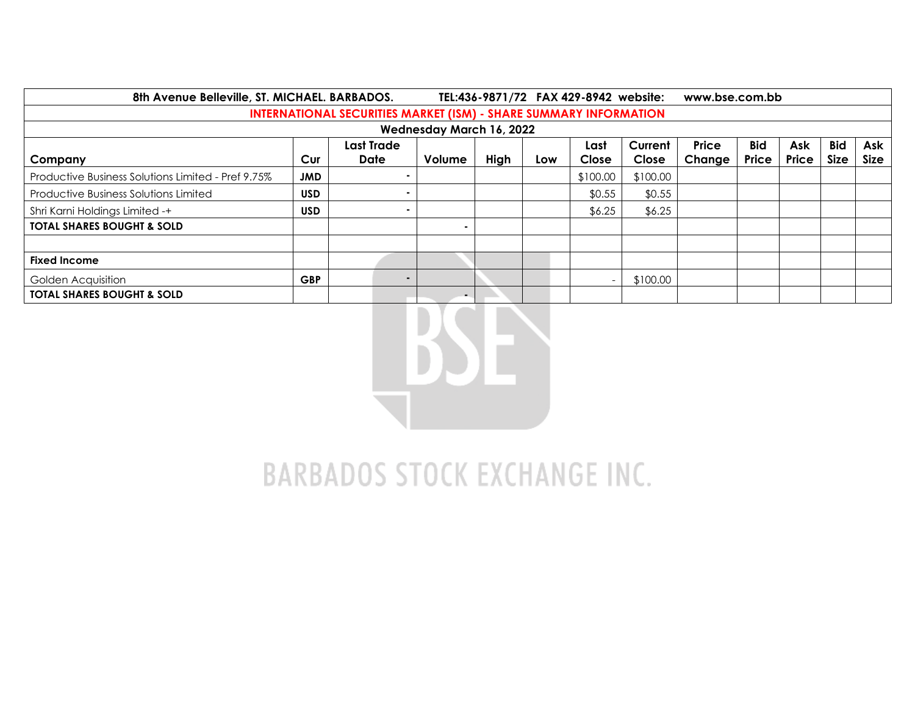8th Avenue Belleville, ST. MICHAEL. BARBADOS. TEL:436-9871/72 FAX 429-8942 website: www.bse.com.bb

## INTERNATIONAL SECURITIES MARKET (ISM) - SHARE SUMMARY INFORMATION

Wednesday March 16, 2022

| Company | Cur | Last Trade Date | Volume | High | Low | Last Close | Current Close | Price Change | Bid Price | Ask Price | Bid Size | Ask Size |
|---|---|---|---|---|---|---|---|---|---|---|---|---|
| Productive Business Solutions Limited - Pref 9.75% | **JMD** | - | | | | $100.00 | $100.00 | | | | | |
| Productive Business Solutions Limited | **USD** | - | | | | $0.55 | $0.55 | | | | | |
| Shri Karni Holdings Limited -+ | **USD** | - | | | | $6.25 | $6.25 | | | | | |
| **TOTAL SHARES BOUGHT & SOLD** | | | - | | | | | | | | | |
| | | | | | | | | | | | | |
| **Fixed Income** | | | | | | | | | | | | |
| Golden Acquisition | **GBP** | - | | | | - | $100.00 | | | | | |
| **TOTAL SHARES BOUGHT & SOLD** | | | - | | | | | | | | | |

BARBADOS STOCK EXCHANGE INC.